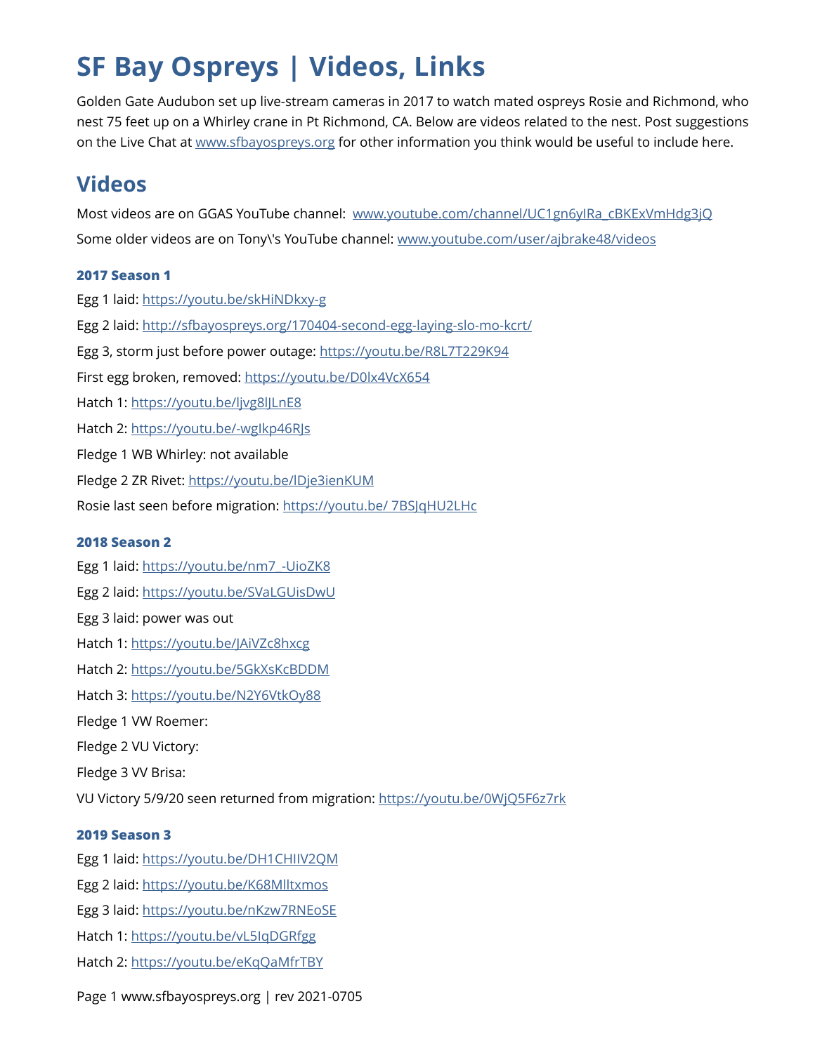# SF Bay Ospreys | Videos, Links

Golden Gate Audubon set up live-stream cameras in 2017 to watch mated ospreys Rosie and Richmond, who nest 75 feet up on a Whirley crane in Pt Richmond, CA. Below are videos related to the nest. Post suggestions on the Live Chat at www.sfbayospreys.org for other information you think would be useful to include here.

## Videos

Most videos are on GGAS YouTube channel: www.youtube.com/channel/UC1gn6yIRa_cBKExVmHdg3jQ

Some older videos are on Tony\'s YouTube channel: www.youtube.com/user/ajbrake48/videos

### 2017 Season 1

Egg 1 laid: https://youtu.be/skHiNDkxy-g

Egg 2 laid: http://sfbayospreys.org/170404-second-egg-laying-slo-mo-kcrt/

Egg 3, storm just before power outage: https://youtu.be/R8L7T229K94

First egg broken, removed: https://youtu.be/D0lx4VcX654

Hatch 1: https://youtu.be/ljvg8lJLnE8

Hatch 2: https://youtu.be/-wglkp46RJs

Fledge 1 WB Whirley: not available

Fledge 2 ZR Rivet: https://youtu.be/lDje3ienKUM

Rosie last seen before migration: https://youtu.be/ 7BSJqHU2LHc

### 2018 Season 2

Egg 1 laid: https://youtu.be/nm7_-UioZK8

Egg 2 laid: https://youtu.be/SVaLGUisDwU

Egg 3 laid: power was out

Hatch 1: https://youtu.be/JAiVZc8hxcg

Hatch 2: https://youtu.be/5GkXsKcBDDM

Hatch 3: https://youtu.be/N2Y6VtkOy88

Fledge 1 VW Roemer:

Fledge 2 VU Victory:

Fledge 3 VV Brisa:

VU Victory 5/9/20 seen returned from migration: https://youtu.be/0WjQ5F6z7rk

### 2019 Season 3

Egg 1 laid: https://youtu.be/DH1CHIIV2QM

Egg 2 laid: https://youtu.be/K68Mlltxmos

Egg 3 laid: https://youtu.be/nKzw7RNEoSE

Hatch 1: https://youtu.be/vL5IqDGRfgg

Hatch 2: https://youtu.be/eKqQaMfrTBY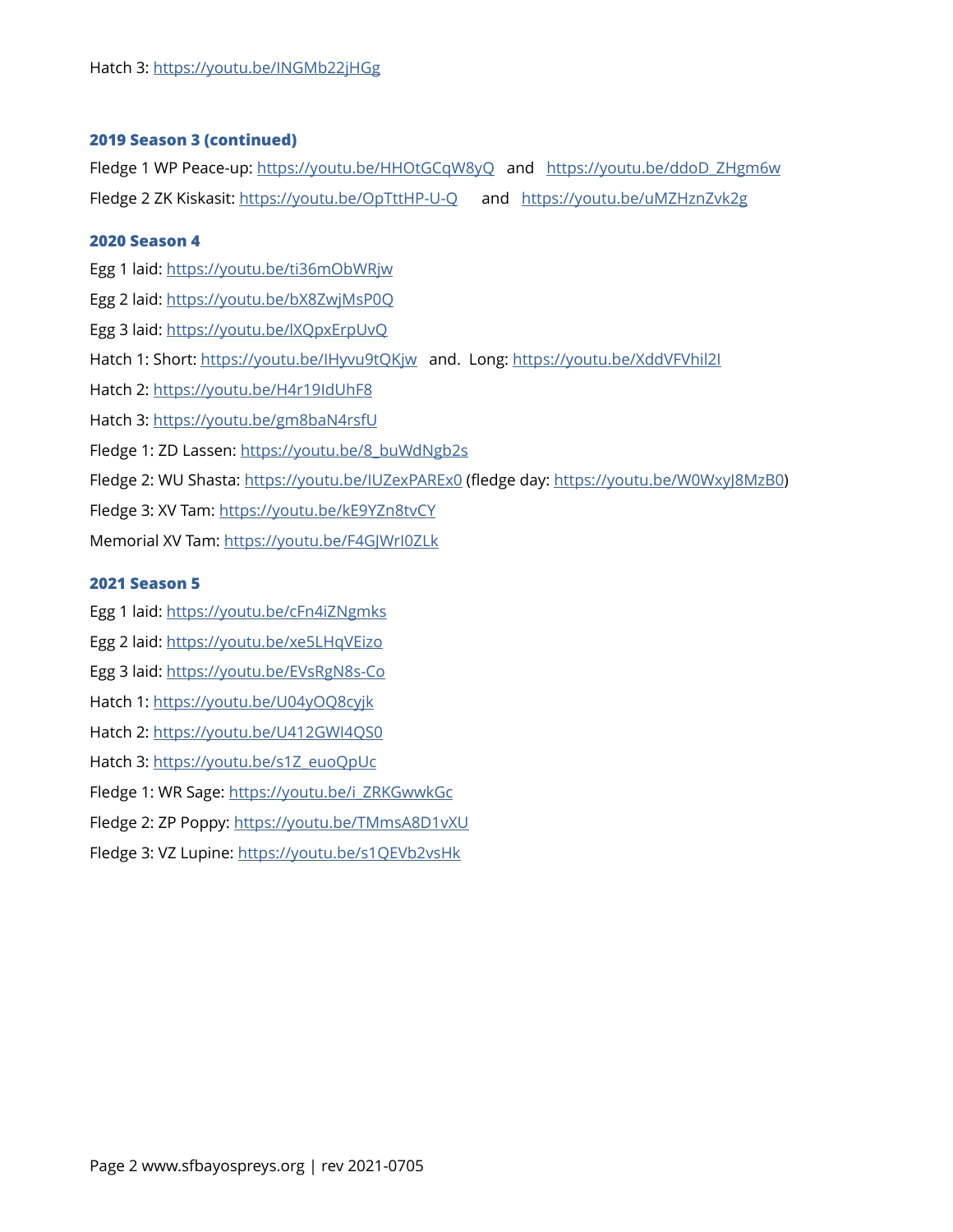Hatch 3: https://youtu.be/INGMb22jHGg

### 2019 Season 3 (continued)

Fledge 1 WP Peace-up: https://youtu.be/HHOtGCqW8yQ and https://youtu.be/ddoD_ZHgm6w

Fledge 2 ZK Kiskasit: https://youtu.be/OpTttHP-U-Q and https://youtu.be/uMZHznZvk2g

### 2020 Season 4

Egg 1 laid: https://youtu.be/ti36mObWRjw

Egg 2 laid: https://youtu.be/bX8ZwjMsP0Q

Egg 3 laid: https://youtu.be/lXQpxErpUvQ

Hatch 1: Short: https://youtu.be/IHyvu9tQKjw and. Long: https://youtu.be/XddVFVhil2I

Hatch 2: https://youtu.be/H4r19IdUhF8

Hatch 3: https://youtu.be/gm8baN4rsfU

Fledge 1: ZD Lassen: https://youtu.be/8_buWdNgb2s

Fledge 2: WU Shasta: https://youtu.be/IUZexPAREx0 (fledge day: https://youtu.be/W0WxyJ8MzB0)

Fledge 3: XV Tam: https://youtu.be/kE9YZn8tvCY

Memorial XV Tam: https://youtu.be/F4GJWrI0ZLk

### 2021 Season 5

Egg 1 laid: https://youtu.be/cFn4iZNgmks

Egg 2 laid: https://youtu.be/xe5LHqVEizo

Egg 3 laid: https://youtu.be/EVsRgN8s-Co

Hatch 1: https://youtu.be/U04yOQ8cyjk

Hatch 2: https://youtu.be/U412GWI4QS0

Hatch 3: https://youtu.be/s1Z_euoQpUc

Fledge 1: WR Sage: https://youtu.be/i_ZRKGwwkGc

Fledge 2: ZP Poppy: https://youtu.be/TMmsA8D1vXU

Fledge 3: VZ Lupine: https://youtu.be/s1QEVb2vsHk